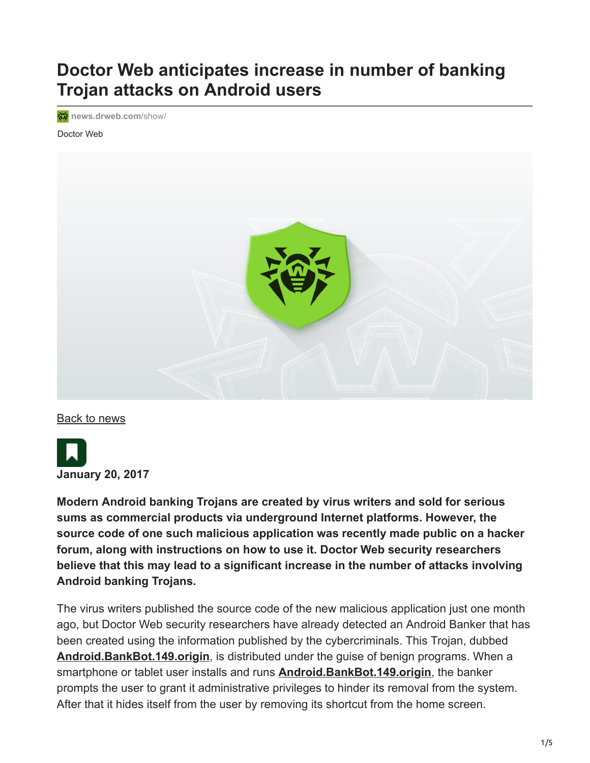# Doctor Web anticipates increase in number of banking Trojan attacks on Android users

news.drweb.com/show/

Doctor Web

Back to news

January 20, 2017

**Modern Android banking Trojans are created by virus writers and sold for serious sums as commercial products via underground Internet platforms. However, the source code of one such malicious application was recently made public on a hacker forum, along with instructions on how to use it. Doctor Web security researchers believe that this may lead to a significant increase in the number of attacks involving Android banking Trojans.**

The virus writers published the source code of the new malicious application just one month ago, but Doctor Web security researchers have already detected an Android Banker that has been created using the information published by the cybercriminals. This Trojan, dubbed **Android.BankBot.149.origin**, is distributed under the guise of benign programs. When a smartphone or tablet user installs and runs **Android.BankBot.149.origin**, the banker prompts the user to grant it administrative privileges to hinder its removal from the system. After that it hides itself from the user by removing its shortcut from the home screen.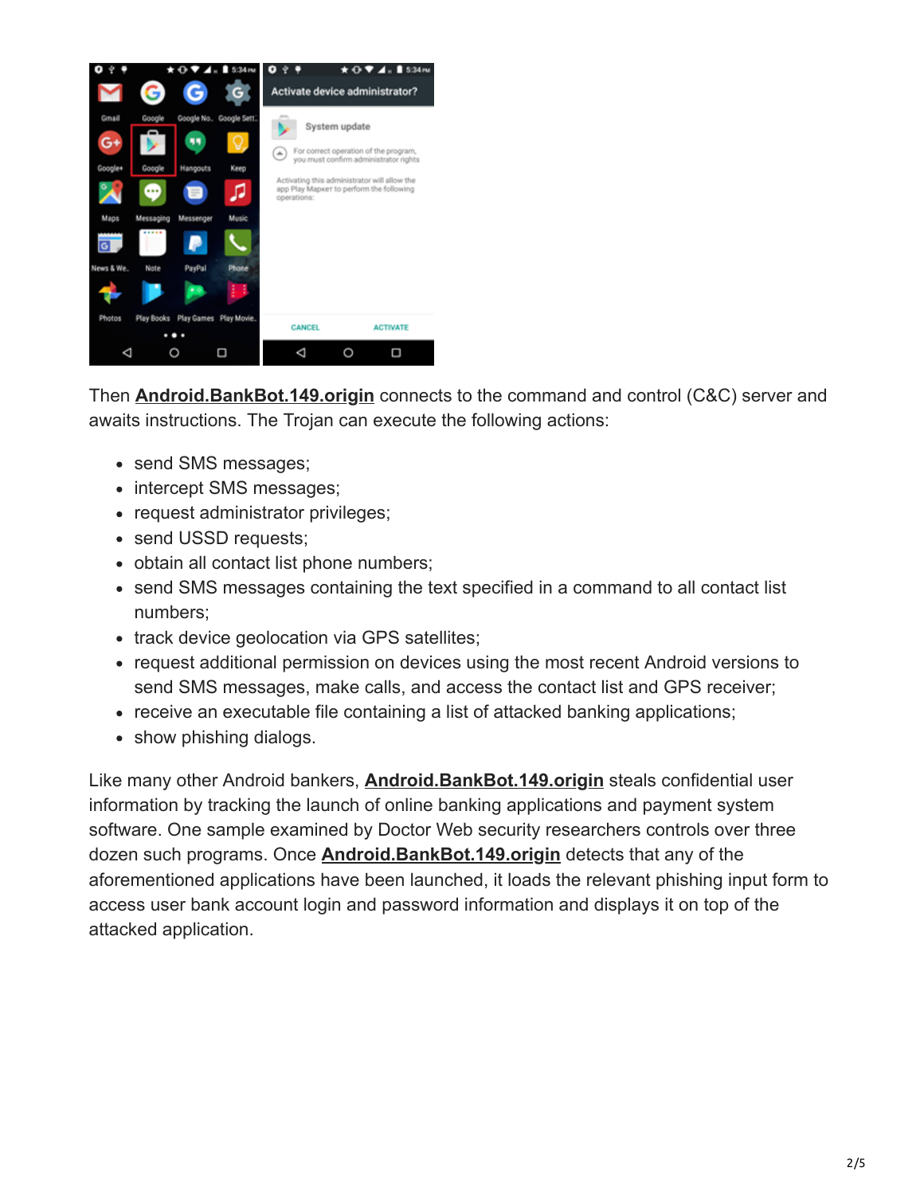Then **Android.BankBot.149.origin** connects to the command and control (C&C) server and awaits instructions. The Trojan can execute the following actions:

- send SMS messages;
- intercept SMS messages;
- request administrator privileges;
- send USSD requests;
- obtain all contact list phone numbers;
- send SMS messages containing the text specified in a command to all contact list numbers;
- track device geolocation via GPS satellites;
- request additional permission on devices using the most recent Android versions to send SMS messages, make calls, and access the contact list and GPS receiver;
- receive an executable file containing a list of attacked banking applications;
- show phishing dialogs.

Like many other Android bankers, **Android.BankBot.149.origin** steals confidential user information by tracking the launch of online banking applications and payment system software. One sample examined by Doctor Web security researchers controls over three dozen such programs. Once **Android.BankBot.149.origin** detects that any of the aforementioned applications have been launched, it loads the relevant phishing input form to access user bank account login and password information and displays it on top of the attacked application.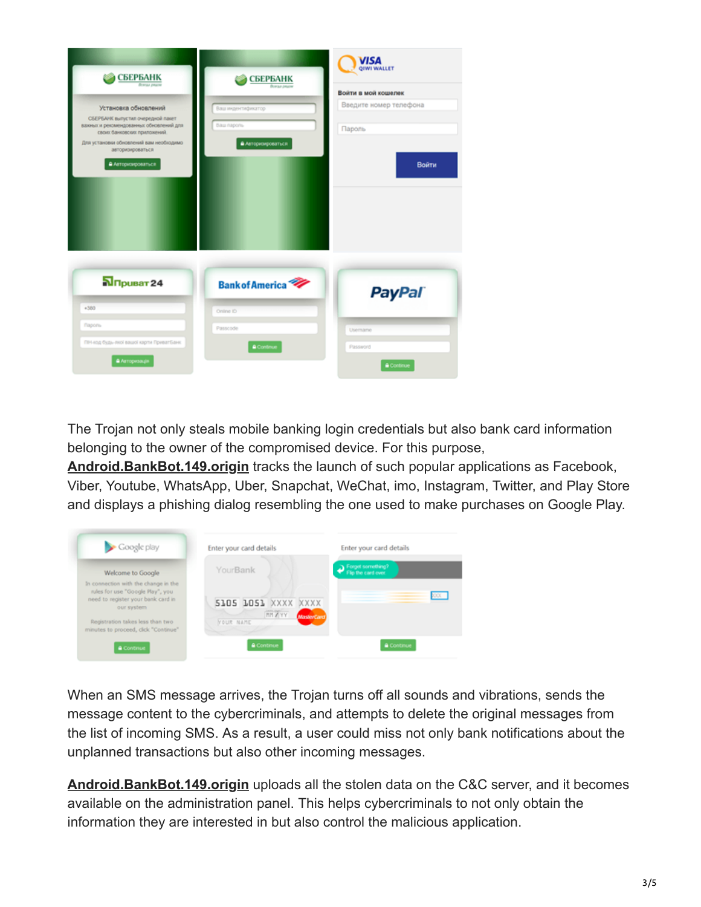The Trojan not only steals mobile banking login credentials but also bank card information belonging to the owner of the compromised device. For this purpose, **Android.BankBot.149.origin** tracks the launch of such popular applications as Facebook, Viber, Youtube, WhatsApp, Uber, Snapchat, WeChat, imo, Instagram, Twitter, and Play Store and displays a phishing dialog resembling the one used to make purchases on Google Play.

When an SMS message arrives, the Trojan turns off all sounds and vibrations, sends the message content to the cybercriminals, and attempts to delete the original messages from the list of incoming SMS. As a result, a user could miss not only bank notifications about the unplanned transactions but also other incoming messages.

**Android.BankBot.149.origin** uploads all the stolen data on the C&C server, and it becomes available on the administration panel. This helps cybercriminals to not only obtain the information they are interested in but also control the malicious application.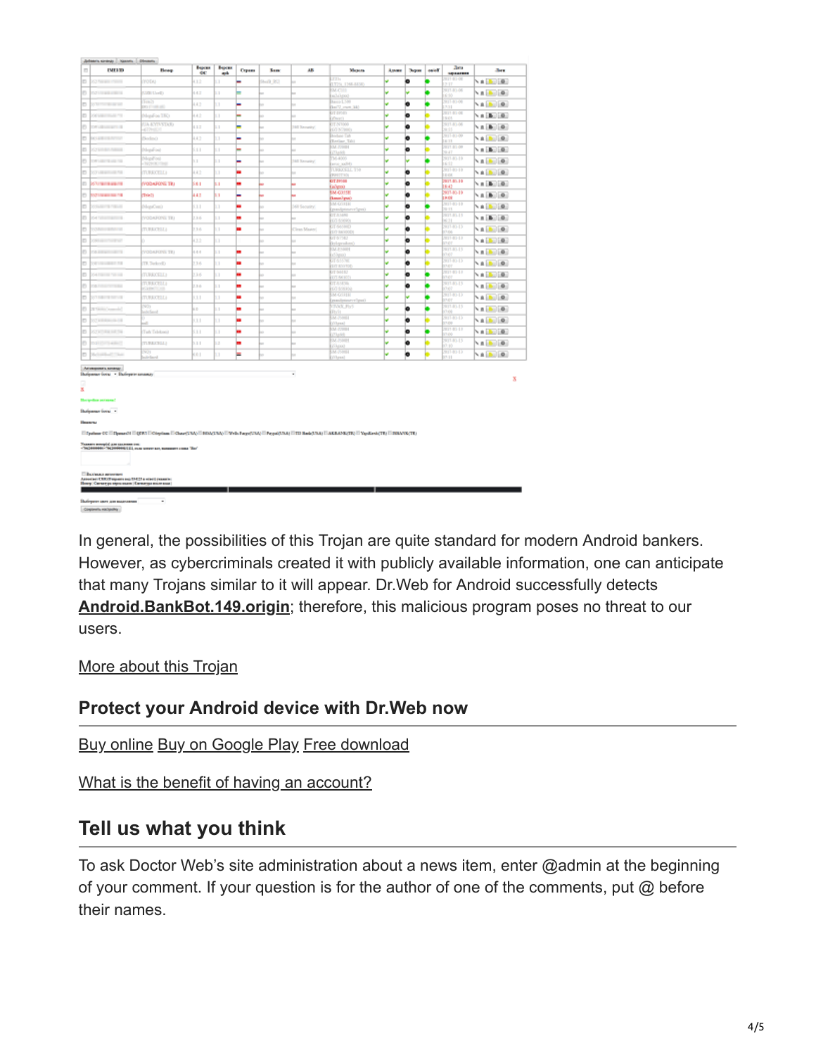In general, the possibilities of this Trojan are quite standard for modern Android bankers. However, as cybercriminals created it with publicly available information, one can anticipate that many Trojans similar to it will appear. Dr.Web for Android successfully detects **Android.BankBot.149.origin**; therefore, this malicious program poses no threat to our users.

More about this Trojan

## Protect your Android device with Dr.Web now

Buy online Buy on Google Play Free download

What is the benefit of having an account?

## Tell us what you think

To ask Doctor Web's site administration about a news item, enter @admin at the beginning of your comment. If your question is for the author of one of the comments, put @ before their names.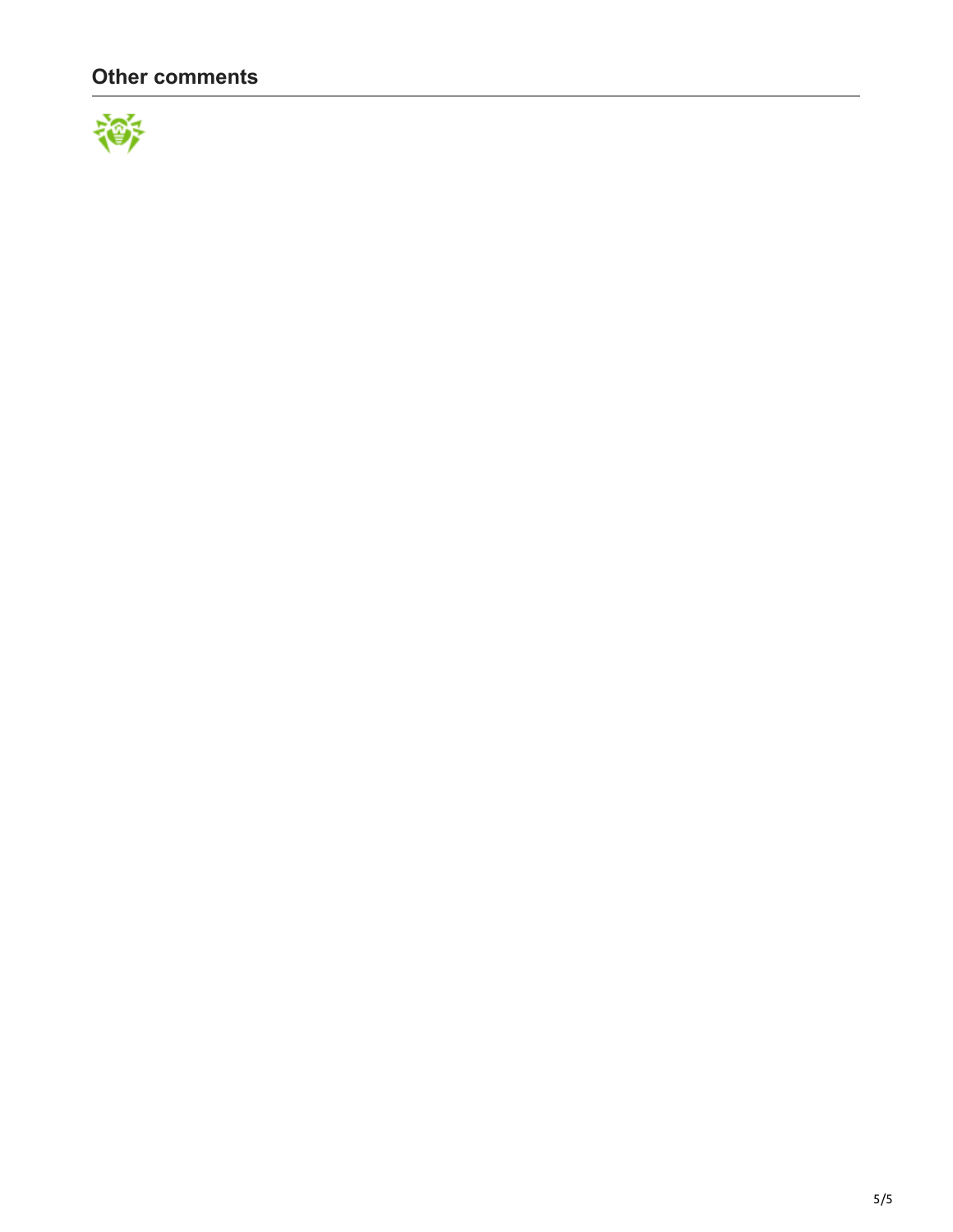## Other comments